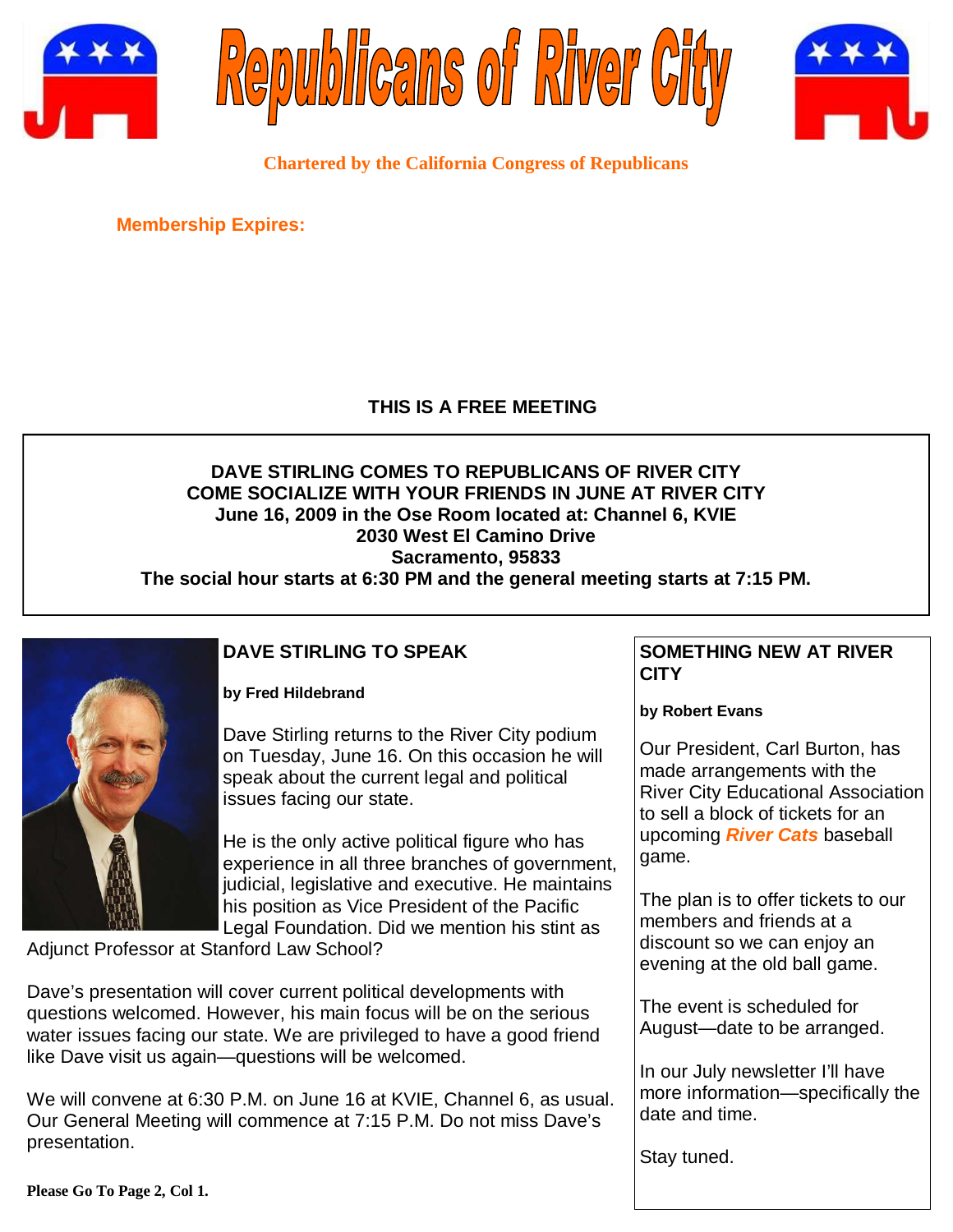# Republicans of River City

**Chartered by the California Congress of Republicans**

**Membership Expires:**

**THIS IS A FREE MEETING**

**DAVE STIRLING COMES TO REPUBLICANS OF RIVER CITY**
**COME SOCIALIZE WITH YOUR FRIENDS IN JUNE AT RIVER CITY**
**June 16, 2009 in the Ose Room located at: Channel 6, KVIE**
**2030 West El Camino Drive**
**Sacramento, 95833**
**The social hour starts at 6:30 PM and the general meeting starts at 7:15 PM.**

## DAVE STIRLING TO SPEAK

**by Fred Hildebrand**

Dave Stirling returns to the River City podium on Tuesday, June 16. On this occasion he will speak about the current legal and political issues facing our state.

He is the only active political figure who has experience in all three branches of government, judicial, legislative and executive. He maintains his position as Vice President of the Pacific Legal Foundation. Did we mention his stint as Adjunct Professor at Stanford Law School?

Dave's presentation will cover current political developments with questions welcomed. However, his main focus will be on the serious water issues facing our state. We are privileged to have a good friend like Dave visit us again—questions will be welcomed.

We will convene at 6:30 P.M. on June 16 at KVIE, Channel 6, as usual. Our General Meeting will commence at 7:15 P.M. Do not miss Dave's presentation.

**Please Go To Page 2, Col 1.**

## SOMETHING NEW AT RIVER CITY

**by Robert Evans**

Our President, Carl Burton, has made arrangements with the River City Educational Association to sell a block of tickets for an upcoming ***River Cats*** baseball game.

The plan is to offer tickets to our members and friends at a discount so we can enjoy an evening at the old ball game.

The event is scheduled for August—date to be arranged.

In our July newsletter I'll have more information—specifically the date and time.

Stay tuned.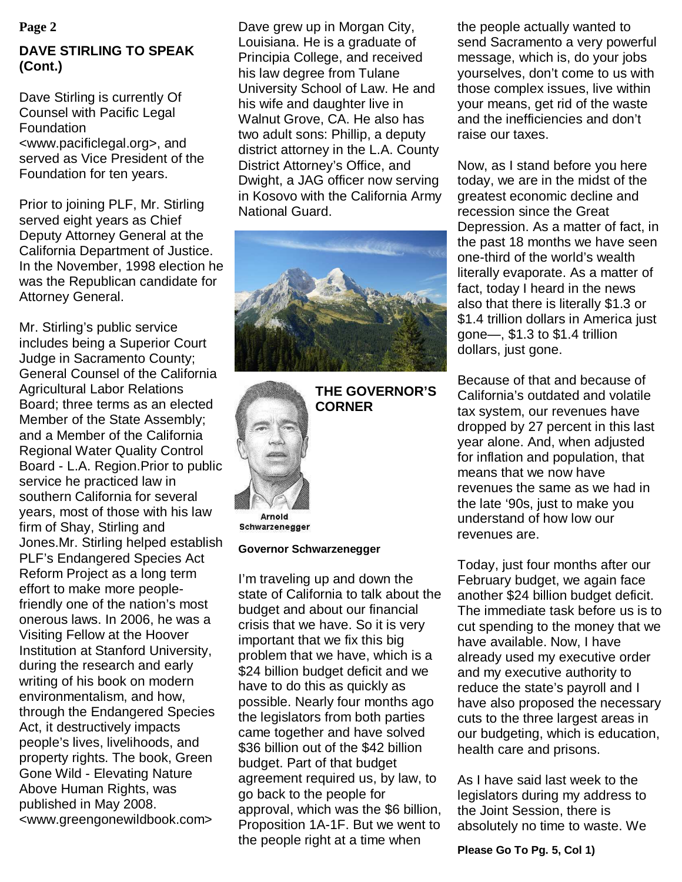## DAVE STIRLING TO SPEAK (Cont.)

Dave Stirling is currently Of Counsel with Pacific Legal Foundation <www.pacificlegal.org>, and served as Vice President of the Foundation for ten years.

Prior to joining PLF, Mr. Stirling served eight years as Chief Deputy Attorney General at the California Department of Justice. In the November, 1998 election he was the Republican candidate for Attorney General.

Mr. Stirling's public service includes being a Superior Court Judge in Sacramento County; General Counsel of the California Agricultural Labor Relations Board; three terms as an elected Member of the State Assembly; and a Member of the California Regional Water Quality Control Board - L.A. Region.Prior to public service he practiced law in southern California for several years, most of those with his law firm of Shay, Stirling and Jones.Mr. Stirling helped establish PLF's Endangered Species Act Reform Project as a long term effort to make more people-friendly one of the nation's most onerous laws. In 2006, he was a Visiting Fellow at the Hoover Institution at Stanford University, during the research and early writing of his book on modern environmentalism, and how, through the Endangered Species Act, it destructively impacts people's lives, livelihoods, and property rights. The book, Green Gone Wild - Elevating Nature Above Human Rights, was published in May 2008. <www.greengonewildbook.com>

Dave grew up in Morgan City, Louisiana. He is a graduate of Principia College, and received his law degree from Tulane University School of Law. He and his wife and daughter live in Walnut Grove, CA. He also has two adult sons: Phillip, a deputy district attorney in the L.A. County District Attorney's Office, and Dwight, a JAG officer now serving in Kosovo with the California Army National Guard.

## THE GOVERNOR'S CORNER

Arnold Schwarzenegger

**Governor Schwarzenegger**

I'm traveling up and down the state of California to talk about the budget and about our financial crisis that we have. So it is very important that we fix this big problem that we have, which is a $24 billion budget deficit and we have to do this as quickly as possible. Nearly four months ago the legislators from both parties came together and have solved $36 billion out of the $42 billion budget. Part of that budget agreement required us, by law, to go back to the people for approval, which was the $6 billion, Proposition 1A-1F. But we went to the people right at a time when the people actually wanted to send Sacramento a very powerful message, which is, do your jobs yourselves, don't come to us with those complex issues, live within your means, get rid of the waste and the inefficiencies and don't raise our taxes.

Now, as I stand before you here today, we are in the midst of the greatest economic decline and recession since the Great Depression. As a matter of fact, in the past 18 months we have seen one-third of the world's wealth literally evaporate. As a matter of fact, today I heard in the news also that there is literally $1.3 or $1.4 trillion dollars in America just gone—, $1.3 to $1.4 trillion dollars, just gone.

Because of that and because of California's outdated and volatile tax system, our revenues have dropped by 27 percent in this last year alone. And, when adjusted for inflation and population, that means that we now have revenues the same as we had in the late '90s, just to make you understand of how low our revenues are.

Today, just four months after our February budget, we again face another $24 billion budget deficit. The immediate task before us is to cut spending to the money that we have available. Now, I have already used my executive order and my executive authority to reduce the state's payroll and I have also proposed the necessary cuts to the three largest areas in our budgeting, which is education, health care and prisons.

As I have said last week to the legislators during my address to the Joint Session, there is absolutely no time to waste. We

**Please Go To Pg. 5, Col 1)**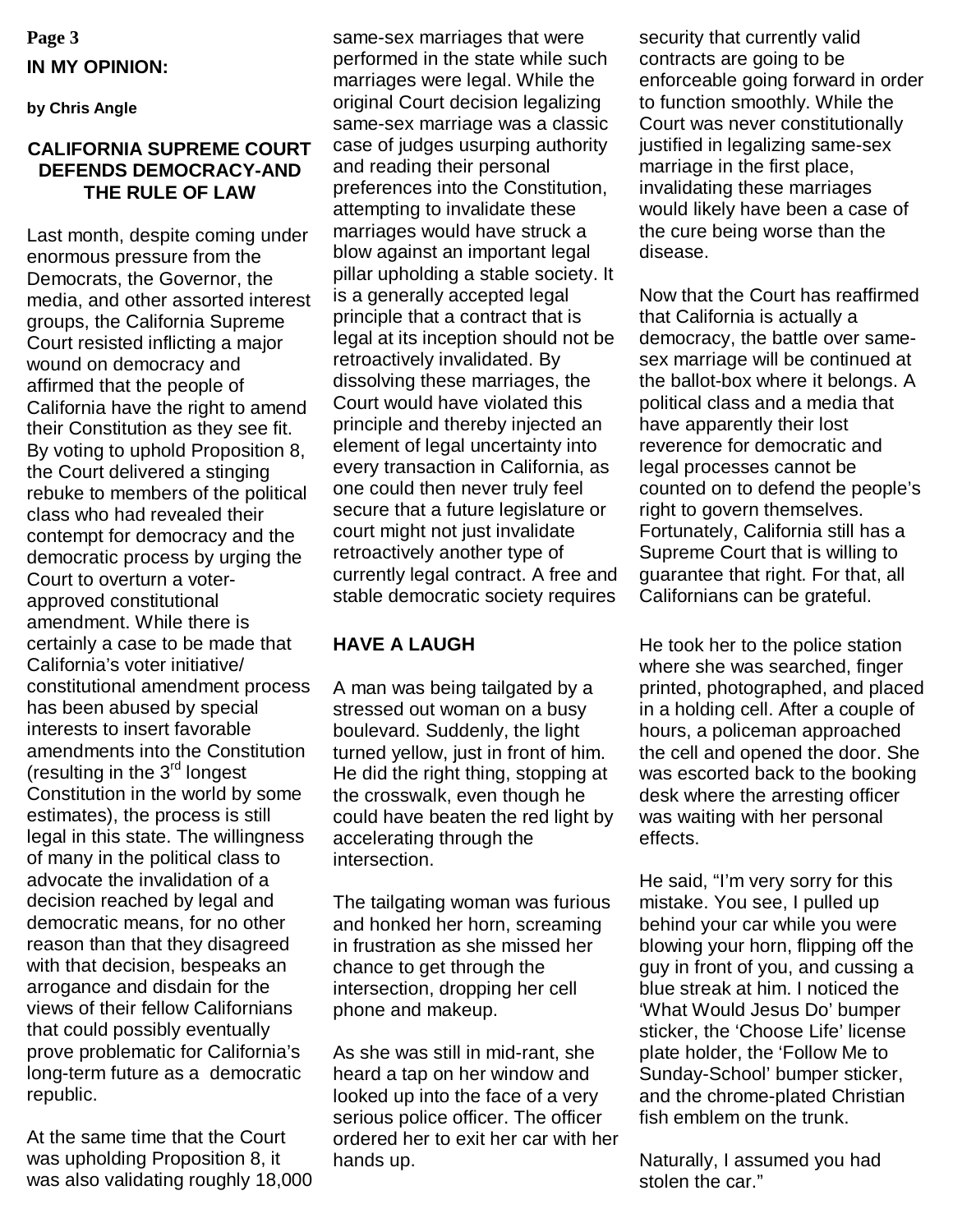**IN MY OPINION:**

**by Chris Angle**

## CALIFORNIA SUPREME COURT DEFENDS DEMOCRACY-AND THE RULE OF LAW

Last month, despite coming under enormous pressure from the Democrats, the Governor, the media, and other assorted interest groups, the California Supreme Court resisted inflicting a major wound on democracy and affirmed that the people of California have the right to amend their Constitution as they see fit. By voting to uphold Proposition 8, the Court delivered a stinging rebuke to members of the political class who had revealed their contempt for democracy and the democratic process by urging the Court to overturn a voter-approved constitutional amendment. While there is certainly a case to be made that California's voter initiative/ constitutional amendment process has been abused by special interests to insert favorable amendments into the Constitution (resulting in the 3rd longest Constitution in the world by some estimates), the process is still legal in this state. The willingness of many in the political class to advocate the invalidation of a decision reached by legal and democratic means, for no other reason than that they disagreed with that decision, bespeaks an arrogance and disdain for the views of their fellow Californians that could possibly eventually prove problematic for California's long-term future as a democratic republic.

At the same time that the Court was upholding Proposition 8, it was also validating roughly 18,000 same-sex marriages that were performed in the state while such marriages were legal. While the original Court decision legalizing same-sex marriage was a classic case of judges usurping authority and reading their personal preferences into the Constitution, attempting to invalidate these marriages would have struck a blow against an important legal pillar upholding a stable society. It is a generally accepted legal principle that a contract that is legal at its inception should not be retroactively invalidated. By dissolving these marriages, the Court would have violated this principle and thereby injected an element of legal uncertainty into every transaction in California, as one could then never truly feel secure that a future legislature or court might not just invalidate retroactively another type of currently legal contract. A free and stable democratic society requires security that currently valid contracts are going to be enforceable going forward in order to function smoothly. While the Court was never constitutionally justified in legalizing same-sex marriage in the first place, invalidating these marriages would likely have been a case of the cure being worse than the disease.

Now that the Court has reaffirmed that California is actually a democracy, the battle over same-sex marriage will be continued at the ballot-box where it belongs. A political class and a media that have apparently their lost reverence for democratic and legal processes cannot be counted on to defend the people's right to govern themselves. Fortunately, California still has a Supreme Court that is willing to guarantee that right. For that, all Californians can be grateful.

## HAVE A LAUGH

A man was being tailgated by a stressed out woman on a busy boulevard. Suddenly, the light turned yellow, just in front of him. He did the right thing, stopping at the crosswalk, even though he could have beaten the red light by accelerating through the intersection.

The tailgating woman was furious and honked her horn, screaming in frustration as she missed her chance to get through the intersection, dropping her cell phone and makeup.

As she was still in mid-rant, she heard a tap on her window and looked up into the face of a very serious police officer. The officer ordered her to exit her car with her hands up.

He took her to the police station where she was searched, finger printed, photographed, and placed in a holding cell. After a couple of hours, a policeman approached the cell and opened the door. She was escorted back to the booking desk where the arresting officer was waiting with her personal effects.

He said, "I'm very sorry for this mistake. You see, I pulled up behind your car while you were blowing your horn, flipping off the guy in front of you, and cussing a blue streak at him. I noticed the 'What Would Jesus Do' bumper sticker, the 'Choose Life' license plate holder, the 'Follow Me to Sunday-School' bumper sticker, and the chrome-plated Christian fish emblem on the trunk.

Naturally, I assumed you had stolen the car."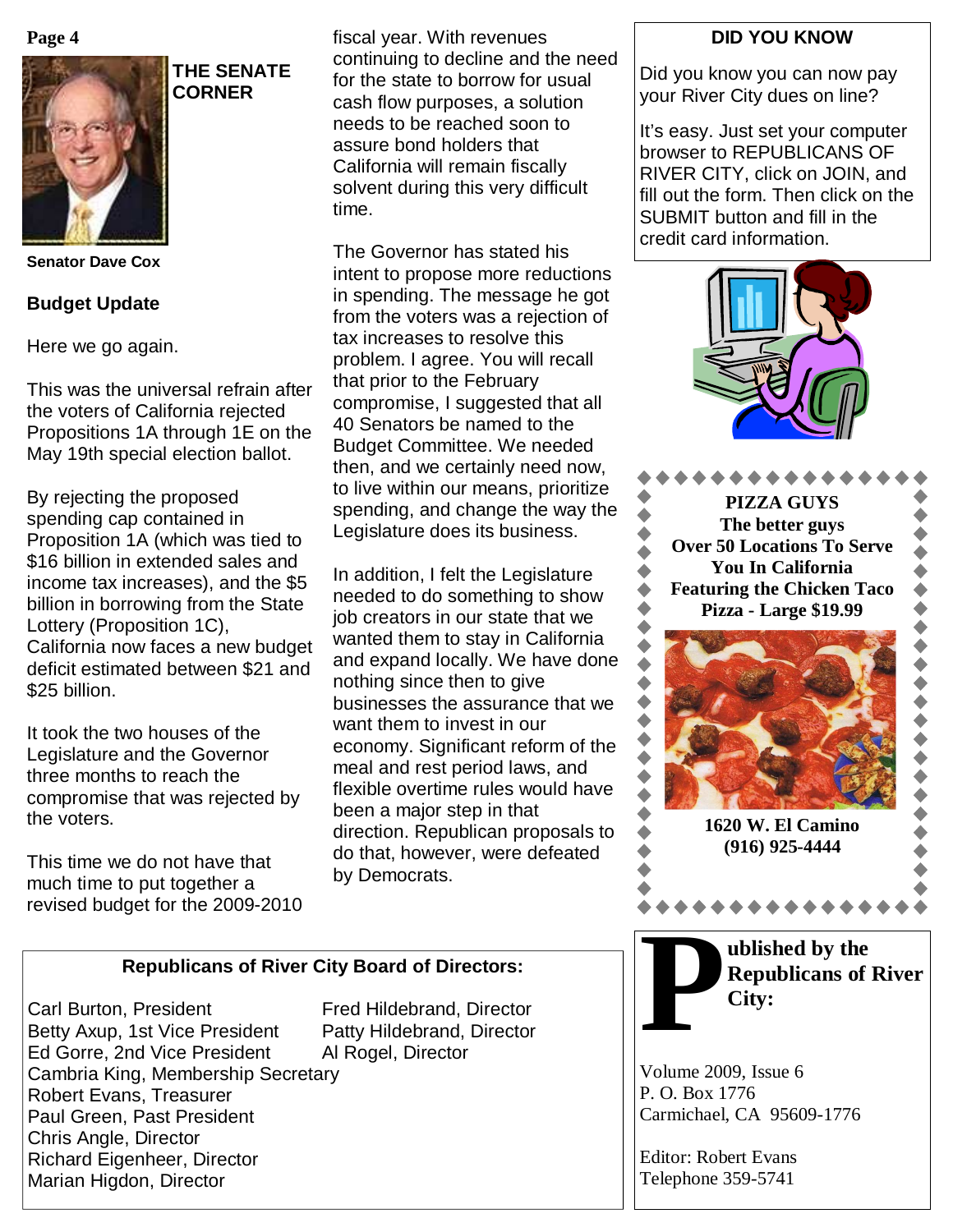## THE SENATE CORNER

**Senator Dave Cox**

### Budget Update

Here we go again.

This was the universal refrain after the voters of California rejected Propositions 1A through 1E on the May 19th special election ballot.

By rejecting the proposed spending cap contained in Proposition 1A (which was tied to $16 billion in extended sales and income tax increases), and the $5 billion in borrowing from the State Lottery (Proposition 1C), California now faces a new budget deficit estimated between $21 and $25 billion.

It took the two houses of the Legislature and the Governor three months to reach the compromise that was rejected by the voters.

This time we do not have that much time to put together a revised budget for the 2009-2010 fiscal year. With revenues continuing to decline and the need for the state to borrow for usual cash flow purposes, a solution needs to be reached soon to assure bond holders that California will remain fiscally solvent during this very difficult time.

The Governor has stated his intent to propose more reductions in spending. The message he got from the voters was a rejection of tax increases to resolve this problem. I agree. You will recall that prior to the February compromise, I suggested that all 40 Senators be named to the Budget Committee. We needed then, and we certainly need now, to live within our means, prioritize spending, and change the way the Legislature does its business.

In addition, I felt the Legislature needed to do something to show job creators in our state that we wanted them to stay in California and expand locally. We have done nothing since then to give businesses the assurance that we want them to invest in our economy. Significant reform of the meal and rest period laws, and flexible overtime rules would have been a major step in that direction. Republican proposals to do that, however, were defeated by Democrats.

### DID YOU KNOW

Did you know you can now pay your River City dues on line?

It's easy. Just set your computer browser to REPUBLICANS OF RIVER CITY, click on JOIN, and fill out the form. Then click on the SUBMIT button and fill in the credit card information.

**PIZZA GUYS**
**The better guys**
**Over 50 Locations To Serve You In California**
**Featuring the Chicken Taco Pizza - Large $19.99**

**1620 W. El Camino**
**(916) 925-4444**

### Republicans of River City Board of Directors:

Carl Burton, President
Betty Axup, 1st Vice President
Ed Gorre, 2nd Vice President
Cambria King, Membership Secretary
Robert Evans, Treasurer
Paul Green, Past President
Chris Angle, Director
Richard Eigenheer, Director
Marian Higdon, Director
Fred Hildebrand, Director
Patty Hildebrand, Director
Al Rogel, Director

**Published by the Republicans of River City:**

Volume 2009, Issue 6
P. O. Box 1776
Carmichael, CA 95609-1776

Editor: Robert Evans
Telephone 359-5741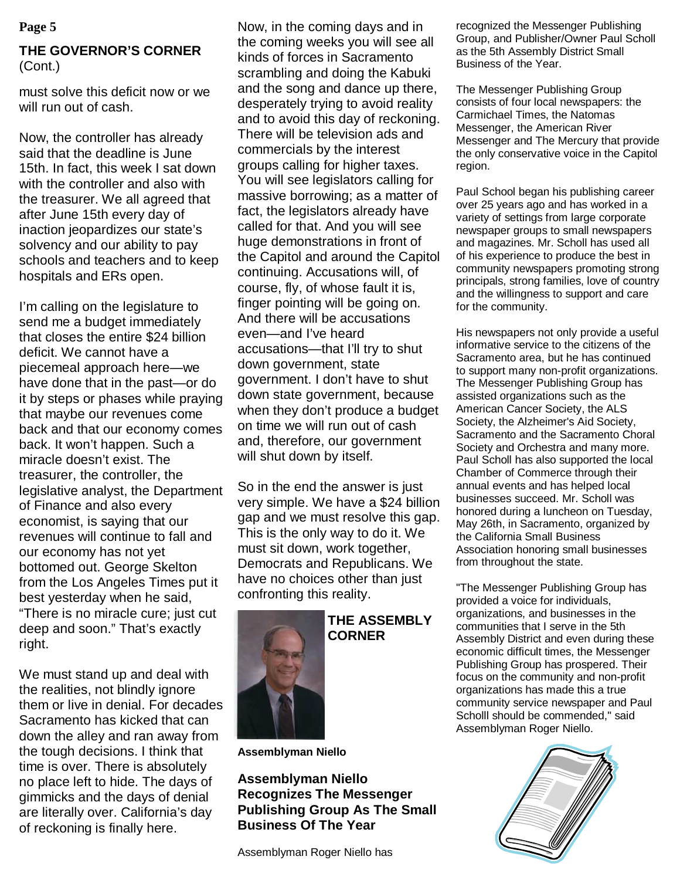## THE GOVERNOR'S CORNER

(Cont.)

must solve this deficit now or we will run out of cash.

Now, the controller has already said that the deadline is June 15th. In fact, this week I sat down with the controller and also with the treasurer. We all agreed that after June 15th every day of inaction jeopardizes our state's solvency and our ability to pay schools and teachers and to keep hospitals and ERs open.

I'm calling on the legislature to send me a budget immediately that closes the entire $24 billion deficit. We cannot have a piecemeal approach here—we have done that in the past—or do it by steps or phases while praying that maybe our revenues come back and that our economy comes back. It won't happen. Such a miracle doesn't exist. The treasurer, the controller, the legislative analyst, the Department of Finance and also every economist, is saying that our revenues will continue to fall and our economy has not yet bottomed out. George Skelton from the Los Angeles Times put it best yesterday when he said, "There is no miracle cure; just cut deep and soon." That's exactly right.

We must stand up and deal with the realities, not blindly ignore them or live in denial. For decades Sacramento has kicked that can down the alley and ran away from the tough decisions. I think that time is over. There is absolutely no place left to hide. The days of gimmicks and the days of denial are literally over. California's day of reckoning is finally here.

Now, in the coming days and in the coming weeks you will see all kinds of forces in Sacramento scrambling and doing the Kabuki and the song and dance up there, desperately trying to avoid reality and to avoid this day of reckoning. There will be television ads and commercials by the interest groups calling for higher taxes. You will see legislators calling for massive borrowing; as a matter of fact, the legislators already have called for that. And you will see huge demonstrations in front of the Capitol and around the Capitol continuing. Accusations will, of course, fly, of whose fault it is, finger pointing will be going on. And there will be accusations even—and I've heard accusations—that I'll try to shut down government, state government. I don't have to shut down state government, because when they don't produce a budget on time we will run out of cash and, therefore, our government will shut down by itself.

So in the end the answer is just very simple. We have a $24 billion gap and we must resolve this gap. This is the only way to do it. We must sit down, work together, Democrats and Republicans. We have no choices other than just confronting this reality.

## THE ASSEMBLY CORNER

**Assemblyman Niello**

### Assemblyman Niello Recognizes The Messenger Publishing Group As The Small Business Of The Year

Assemblyman Roger Niello has recognized the Messenger Publishing Group, and Publisher/Owner Paul Scholl as the 5th Assembly District Small Business of the Year.

The Messenger Publishing Group consists of four local newspapers: the Carmichael Times, the Natomas Messenger, the American River Messenger and The Mercury that provide the only conservative voice in the Capitol region.

Paul School began his publishing career over 25 years ago and has worked in a variety of settings from large corporate newspaper groups to small newspapers and magazines. Mr. Scholl has used all of his experience to produce the best in community newspapers promoting strong principals, strong families, love of country and the willingness to support and care for the community.

His newspapers not only provide a useful informative service to the citizens of the Sacramento area, but he has continued to support many non-profit organizations. The Messenger Publishing Group has assisted organizations such as the American Cancer Society, the ALS Society, the Alzheimer's Aid Society, Sacramento and the Sacramento Choral Society and Orchestra and many more. Paul Scholl has also supported the local Chamber of Commerce through their annual events and has helped local businesses succeed. Mr. Scholl was honored during a luncheon on Tuesday, May 26th, in Sacramento, organized by the California Small Business Association honoring small businesses from throughout the state.

"The Messenger Publishing Group has provided a voice for individuals, organizations, and businesses in the communities that I serve in the 5th Assembly District and even during these economic difficult times, the Messenger Publishing Group has prospered. Their focus on the community and non-profit organizations has made this a true community service newspaper and Paul Scholll should be commended," said Assemblyman Roger Niello.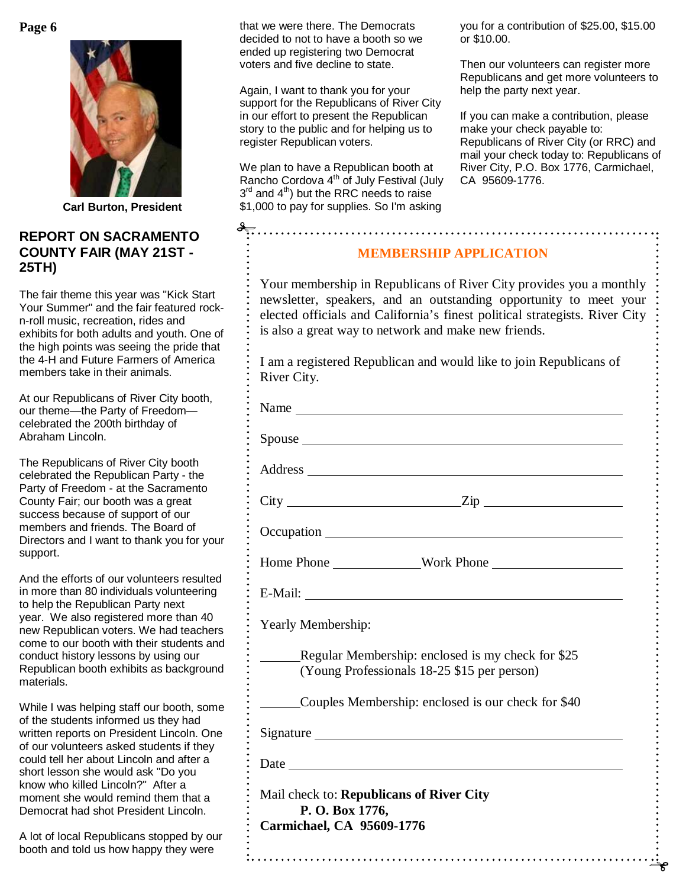Carl Burton, President

## REPORT ON SACRAMENTO COUNTY FAIR (MAY 21ST - 25TH)

The fair theme this year was "Kick Start Your Summer" and the fair featured rock-n-roll music, recreation, rides and exhibits for both adults and youth. One of the high points was seeing the pride that the 4-H and Future Farmers of America members take in their animals.

At our Republicans of River City booth, our theme—the Party of Freedom—celebrated the 200th birthday of Abraham Lincoln.

The Republicans of River City booth celebrated the Republican Party - the Party of Freedom - at the Sacramento County Fair; our booth was a great success because of support of our members and friends. The Board of Directors and I want to thank you for your support.

And the efforts of our volunteers resulted in more than 80 individuals volunteering to help the Republican Party next year. We also registered more than 40 new Republican voters. We had teachers come to our booth with their students and conduct history lessons by using our Republican booth exhibits as background materials.

While I was helping staff our booth, some of the students informed us they had written reports on President Lincoln. One of our volunteers asked students if they could tell her about Lincoln and after a short lesson she would ask "Do you know who killed Lincoln?" After a moment she would remind them that a Democrat had shot President Lincoln.

A lot of local Republicans stopped by our booth and told us how happy they were that we were there. The Democrats decided to not to have a booth so we ended up registering two Democrat voters and five decline to state.

Again, I want to thank you for your support for the Republicans of River City in our effort to present the Republican story to the public and for helping us to register Republican voters.

We plan to have a Republican booth at Rancho Cordova 4th of July Festival (July 3rd and 4th) but the RRC needs to raise $1,000 to pay for supplies. So I'm asking you for a contribution of $25.00, $15.00 or $10.00.

Then our volunteers can register more Republicans and get more volunteers to help the party next year.

If you can make a contribution, please make your check payable to: Republicans of River City (or RRC) and mail your check today to: Republicans of River City, P.O. Box 1776, Carmichael, CA 95609-1776.

## MEMBERSHIP APPLICATION

Your membership in Republicans of River City provides you a monthly newsletter, speakers, and an outstanding opportunity to meet your elected officials and California's finest political strategists. River City is also a great way to network and make new friends.

I am a registered Republican and would like to join Republicans of River City.

Name ______________________________

Spouse ______________________________

Address ______________________________

City ____________________ Zip ______________

Occupation ______________________________

Home Phone __________ Work Phone ______________

E-Mail: ______________________________

Yearly Membership:

______Regular Membership: enclosed is my check for $25
(Young Professionals 18-25 $15 per person)

______Couples Membership: enclosed is our check for $40

Signature ______________________________

Date ______________________________

Mail check to: **Republicans of River City**
**P. O. Box 1776,**
**Carmichael, CA 95609-1776**